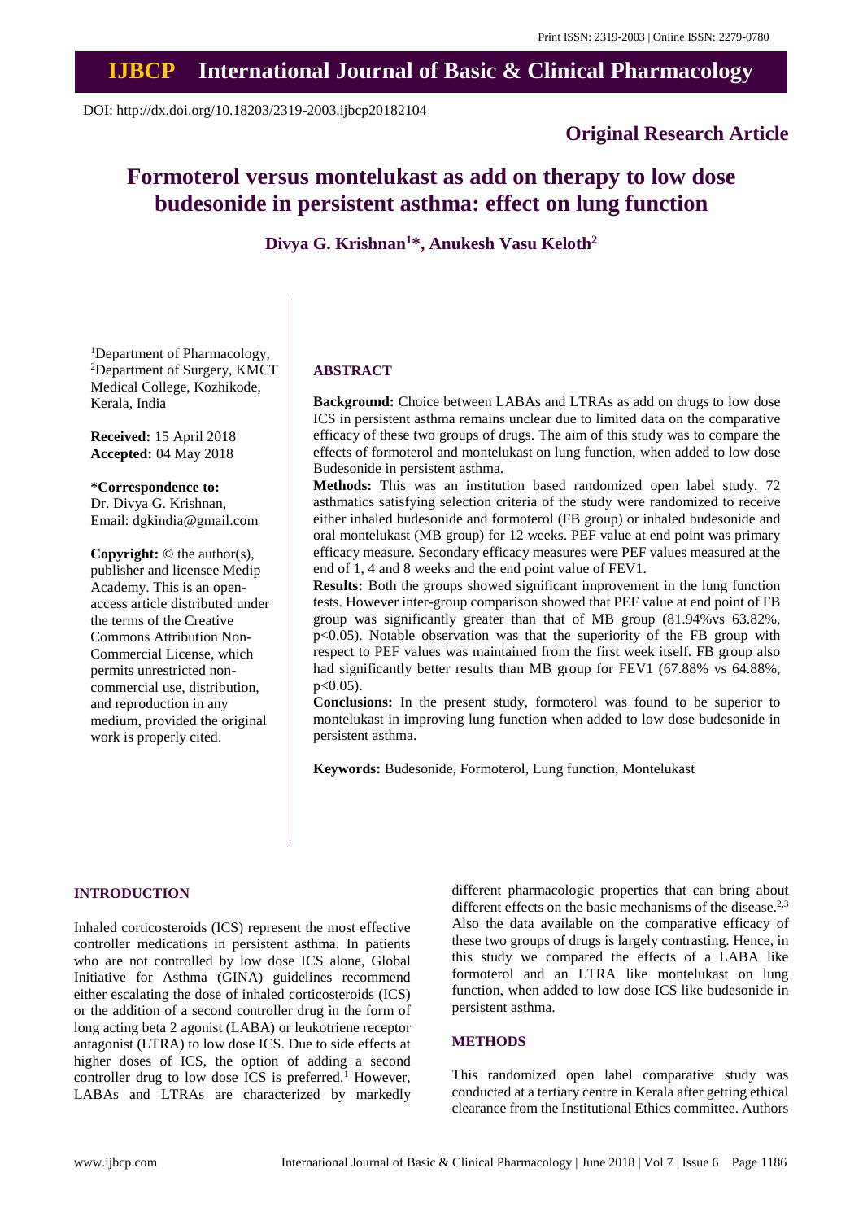DOI: http://dx.doi.org/10.18203/2319-2003.ijbcp20182104

**Original Research Article**

# Formoterol versus montelukast as add on therapy to low dose budesonide in persistent asthma: effect on lung function

**Divya G. Krishnan[1]*, Anukesh Vasu Keloth[2]**

[1]Department of Pharmacology, [2]Department of Surgery, KMCT Medical College, Kozhikode, Kerala, India

**Received:** 15 April 2018
**Accepted:** 04 May 2018

***Correspondence to:**
Dr. Divya G. Krishnan,
Email: dgkindia@gmail.com

**Copyright:** © the author(s), publisher and licensee Medip Academy. This is an open-access article distributed under the terms of the Creative Commons Attribution Non-Commercial License, which permits unrestricted non-commercial use, distribution, and reproduction in any medium, provided the original work is properly cited.

## ABSTRACT

**Background:** Choice between LABAs and LTRAs as add on drugs to low dose ICS in persistent asthma remains unclear due to limited data on the comparative efficacy of these two groups of drugs. The aim of this study was to compare the effects of formoterol and montelukast on lung function, when added to low dose Budesonide in persistent asthma.

**Methods:** This was an institution based randomized open label study. 72 asthmatics satisfying selection criteria of the study were randomized to receive either inhaled budesonide and formoterol (FB group) or inhaled budesonide and oral montelukast (MB group) for 12 weeks. PEF value at end point was primary efficacy measure. Secondary efficacy measures were PEF values measured at the end of 1, 4 and 8 weeks and the end point value of FEV1.

**Results:** Both the groups showed significant improvement in the lung function tests. However inter-group comparison showed that PEF value at end point of FB group was significantly greater than that of MB group (81.94%vs 63.82%, $p<0.05$). Notable observation was that the superiority of the FB group with respect to PEF values was maintained from the first week itself. FB group also had significantly better results than MB group for FEV1 (67.88% vs 64.88%, $p<0.05$).

**Conclusions:** In the present study, formoterol was found to be superior to montelukast in improving lung function when added to low dose budesonide in persistent asthma.

**Keywords:** Budesonide, Formoterol, Lung function, Montelukast

## INTRODUCTION

Inhaled corticosteroids (ICS) represent the most effective controller medications in persistent asthma. In patients who are not controlled by low dose ICS alone, Global Initiative for Asthma (GINA) guidelines recommend either escalating the dose of inhaled corticosteroids (ICS) or the addition of a second controller drug in the form of long acting beta 2 agonist (LABA) or leukotriene receptor antagonist (LTRA) to low dose ICS. Due to side effects at higher doses of ICS, the option of adding a second controller drug to low dose ICS is preferred.[1] However, LABAs and LTRAs are characterized by markedly different pharmacologic properties that can bring about different effects on the basic mechanisms of the disease.[2,3] Also the data available on the comparative efficacy of these two groups of drugs is largely contrasting. Hence, in this study we compared the effects of a LABA like formoterol and an LTRA like montelukast on lung function, when added to low dose ICS like budesonide in persistent asthma.

## METHODS

This randomized open label comparative study was conducted at a tertiary centre in Kerala after getting ethical clearance from the Institutional Ethics committee. Authors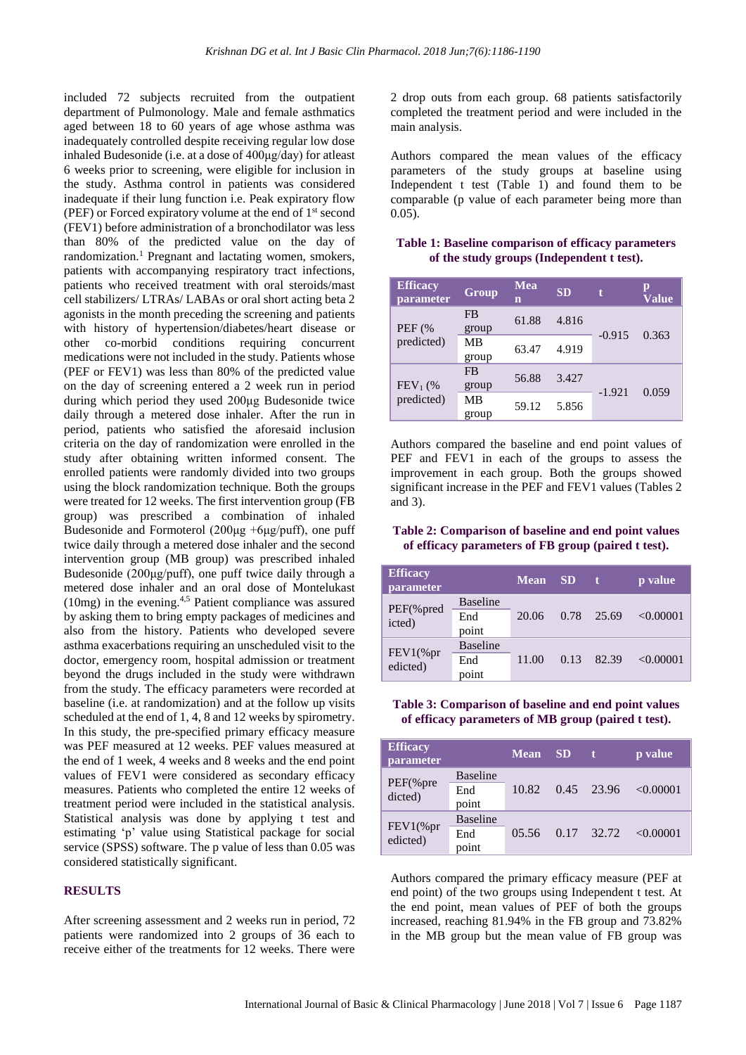included 72 subjects recruited from the outpatient department of Pulmonology. Male and female asthmatics aged between 18 to 60 years of age whose asthma was inadequately controlled despite receiving regular low dose inhaled Budesonide (i.e. at a dose of 400µg/day) for atleast 6 weeks prior to screening, were eligible for inclusion in the study. Asthma control in patients was considered inadequate if their lung function i.e. Peak expiratory flow (PEF) or Forced expiratory volume at the end of 1st second (FEV1) before administration of a bronchodilator was less than 80% of the predicted value on the day of randomization.[1] Pregnant and lactating women, smokers, patients with accompanying respiratory tract infections, patients who received treatment with oral steroids/mast cell stabilizers/ LTRAs/ LABAs or oral short acting beta 2 agonists in the month preceding the screening and patients with history of hypertension/diabetes/heart disease or other co-morbid conditions requiring concurrent medications were not included in the study. Patients whose (PEF or FEV1) was less than 80% of the predicted value on the day of screening entered a 2 week run in period during which period they used 200µg Budesonide twice daily through a metered dose inhaler. After the run in period, patients who satisfied the aforesaid inclusion criteria on the day of randomization were enrolled in the study after obtaining written informed consent. The enrolled patients were randomly divided into two groups using the block randomization technique. Both the groups were treated for 12 weeks. The first intervention group (FB group) was prescribed a combination of inhaled Budesonide and Formoterol (200µg +6µg/puff), one puff twice daily through a metered dose inhaler and the second intervention group (MB group) was prescribed inhaled Budesonide (200µg/puff), one puff twice daily through a metered dose inhaler and an oral dose of Montelukast (10mg) in the evening.[4,5] Patient compliance was assured by asking them to bring empty packages of medicines and also from the history. Patients who developed severe asthma exacerbations requiring an unscheduled visit to the doctor, emergency room, hospital admission or treatment beyond the drugs included in the study were withdrawn from the study. The efficacy parameters were recorded at baseline (i.e. at randomization) and at the follow up visits scheduled at the end of 1, 4, 8 and 12 weeks by spirometry. In this study, the pre-specified primary efficacy measure was PEF measured at 12 weeks. PEF values measured at the end of 1 week, 4 weeks and 8 weeks and the end point values of FEV1 were considered as secondary efficacy measures. Patients who completed the entire 12 weeks of treatment period were included in the statistical analysis. Statistical analysis was done by applying t test and estimating 'p' value using Statistical package for social service (SPSS) software. The p value of less than 0.05 was considered statistically significant.

## RESULTS

After screening assessment and 2 weeks run in period, 72 patients were randomized into 2 groups of 36 each to receive either of the treatments for 12 weeks. There were 2 drop outs from each group. 68 patients satisfactorily completed the treatment period and were included in the main analysis.

Authors compared the mean values of the efficacy parameters of the study groups at baseline using Independent t test (Table 1) and found them to be comparable (p value of each parameter being more than 0.05).

**Table 1: Baseline comparison of efficacy parameters of the study groups (Independent t test).**

| Efficacy parameter | Group | Mean | SD | t | p Value |
|---|---|---|---|---|---|
| PEF (% predicted) | FB group | 61.88 | 4.816 | -0.915 | 0.363 |
| | MB group | 63.47 | 4.919 | | |
| $FEV_1$ (% predicted) | FB group | 56.88 | 3.427 | -1.921 | 0.059 |
| | MB group | 59.12 | 5.856 | | |

Authors compared the baseline and end point values of PEF and FEV1 in each of the groups to assess the improvement in each group. Both the groups showed significant increase in the PEF and FEV1 values (Tables 2 and 3).

**Table 2: Comparison of baseline and end point values of efficacy parameters of FB group (paired t test).**

| Efficacy parameter | | Mean | SD | t | p value |
|---|---|---|---|---|---|
| PEF(%predicted) | Baseline | 20.06 | 0.78 | 25.69 | <0.00001 |
| | End point | | | | |
| FEV1(%predicted) | Baseline | 11.00 | 0.13 | 82.39 | <0.00001 |
| | End point | | | | |

**Table 3: Comparison of baseline and end point values of efficacy parameters of MB group (paired t test).**

| Efficacy parameter | | Mean | SD | t | p value |
|---|---|---|---|---|---|
| PEF(%predicted) | Baseline | 10.82 | 0.45 | 23.96 | <0.00001 |
| | End point | | | | |
| FEV1(%predicted) | Baseline | 05.56 | 0.17 | 32.72 | <0.00001 |
| | End point | | | | |

Authors compared the primary efficacy measure (PEF at end point) of the two groups using Independent t test. At the end point, mean values of PEF of both the groups increased, reaching 81.94% in the FB group and 73.82% in the MB group but the mean value of FB group was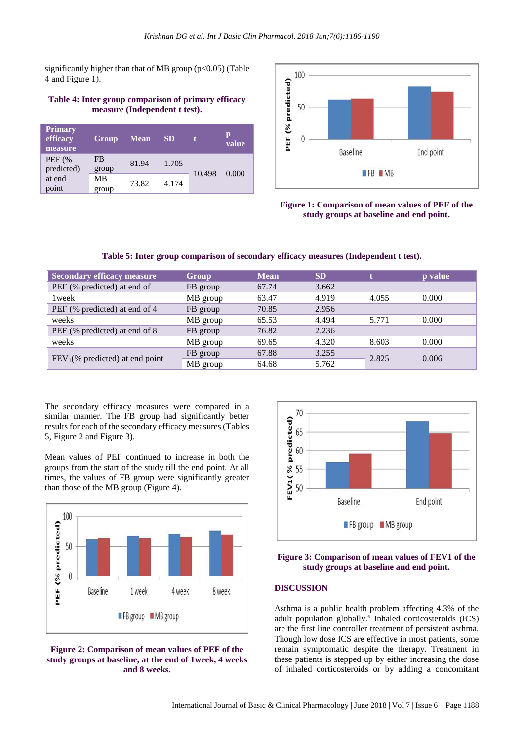significantly higher than that of MB group ($p<0.05$) (Table 4 and Figure 1).

**Table 4: Inter group comparison of primary efficacy measure (Independent t test).**

| Primary efficacy measure | Group | Mean | SD | t | p value |
|---|---|---|---|---|---|
| PEF (% predicted) at end point | FB group | 81.94 | 1.705 | 10.498 | 0.000 |
| | MB group | 73.82 | 4.174 | | |

**Figure 1: Comparison of mean values of PEF of the study groups at baseline and end point.**

**Table 5: Inter group comparison of secondary efficacy measures (Independent t test).**

| Secondary efficacy measure | Group | Mean | SD | t | p value |
|---|---|---|---|---|---|
| PEF (% predicted) at end of 1week | FB group | 67.74 | 3.662 | | |
| | MB group | 63.47 | 4.919 | 4.055 | 0.000 |
| PEF (% predicted) at end of 4 weeks | FB group | 70.85 | 2.956 | | |
| | MB group | 65.53 | 4.494 | 5.771 | 0.000 |
| PEF (% predicted) at end of 8 weeks | FB group | 76.82 | 2.236 | | |
| | MB group | 69.65 | 4.320 | 8.603 | 0.000 |
| $FEV_1$(% predicted) at end point | FB group | 67.88 | 3.255 | 2.825 | 0.006 |
| | MB group | 64.68 | 5.762 | | |

The secondary efficacy measures were compared in a similar manner. The FB group had significantly better results for each of the secondary efficacy measures (Tables 5, Figure 2 and Figure 3).

Mean values of PEF continued to increase in both the groups from the start of the study till the end point. At all times, the values of FB group were significantly greater than those of the MB group (Figure 4).

**Figure 2: Comparison of mean values of PEF of the study groups at baseline, at the end of 1week, 4 weeks and 8 weeks.**

**Figure 3: Comparison of mean values of FEV1 of the study groups at baseline and end point.**

## DISCUSSION

Asthma is a public health problem affecting 4.3% of the adult population globally.[6] Inhaled corticosteroids (ICS) are the first line controller treatment of persistent asthma. Though low dose ICS are effective in most patients, some remain symptomatic despite the therapy. Treatment in these patients is stepped up by either increasing the dose of inhaled corticosteroids or by adding a concomitant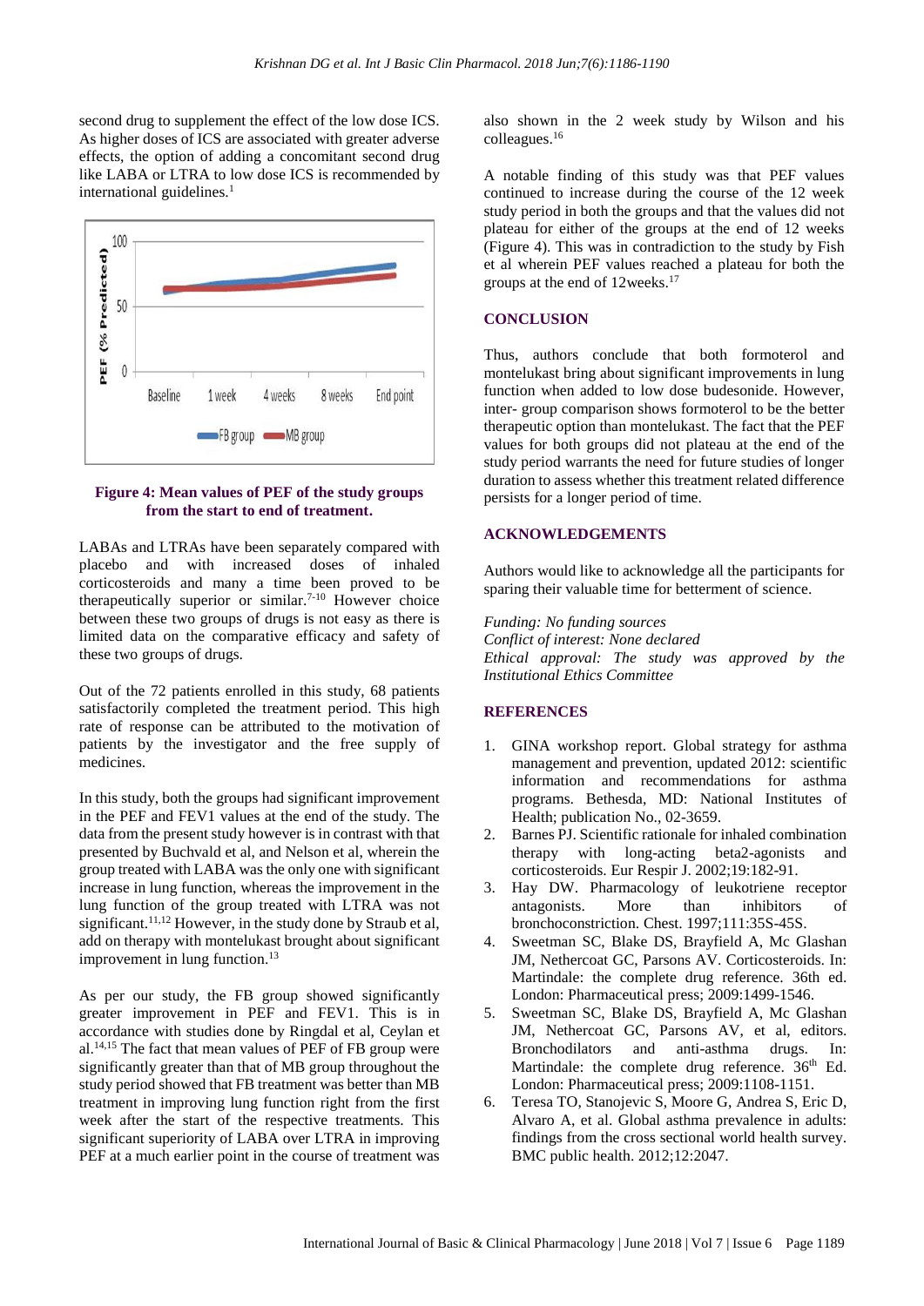second drug to supplement the effect of the low dose ICS. As higher doses of ICS are associated with greater adverse effects, the option of adding a concomitant second drug like LABA or LTRA to low dose ICS is recommended by international guidelines.[1]

**Figure 4: Mean values of PEF of the study groups from the start to end of treatment.**

LABAs and LTRAs have been separately compared with placebo and with increased doses of inhaled corticosteroids and many a time been proved to be therapeutically superior or similar.[7-10] However choice between these two groups of drugs is not easy as there is limited data on the comparative efficacy and safety of these two groups of drugs.

Out of the 72 patients enrolled in this study, 68 patients satisfactorily completed the treatment period. This high rate of response can be attributed to the motivation of patients by the investigator and the free supply of medicines.

In this study, both the groups had significant improvement in the PEF and FEV1 values at the end of the study. The data from the present study however is in contrast with that presented by Buchvald et al, and Nelson et al, wherein the group treated with LABA was the only one with significant increase in lung function, whereas the improvement in the lung function of the group treated with LTRA was not significant.[11,12] However, in the study done by Straub et al, add on therapy with montelukast brought about significant improvement in lung function.[13]

As per our study, the FB group showed significantly greater improvement in PEF and FEV1. This is in accordance with studies done by Ringdal et al, Ceylan et al.[14,15] The fact that mean values of PEF of FB group were significantly greater than that of MB group throughout the study period showed that FB treatment was better than MB treatment in improving lung function right from the first week after the start of the respective treatments. This significant superiority of LABA over LTRA in improving PEF at a much earlier point in the course of treatment was also shown in the 2 week study by Wilson and his colleagues.[16]

A notable finding of this study was that PEF values continued to increase during the course of the 12 week study period in both the groups and that the values did not plateau for either of the groups at the end of 12 weeks (Figure 4). This was in contradiction to the study by Fish et al wherein PEF values reached a plateau for both the groups at the end of 12weeks.[17]

## CONCLUSION

Thus, authors conclude that both formoterol and montelukast bring about significant improvements in lung function when added to low dose budesonide. However, inter- group comparison shows formoterol to be the better therapeutic option than montelukast. The fact that the PEF values for both groups did not plateau at the end of the study period warrants the need for future studies of longer duration to assess whether this treatment related difference persists for a longer period of time.

## ACKNOWLEDGEMENTS

Authors would like to acknowledge all the participants for sparing their valuable time for betterment of science.

*Funding: No funding sources*
*Conflict of interest: None declared*
*Ethical approval: The study was approved by the Institutional Ethics Committee*

## REFERENCES

1. GINA workshop report. Global strategy for asthma management and prevention, updated 2012: scientific information and recommendations for asthma programs. Bethesda, MD: National Institutes of Health; publication No., 02-3659.
2. Barnes PJ. Scientific rationale for inhaled combination therapy with long-acting beta2-agonists and corticosteroids. Eur Respir J. 2002;19:182-91.
3. Hay DW. Pharmacology of leukotriene receptor antagonists. More than inhibitors of bronchoconstriction. Chest. 1997;111:35S-45S.
4. Sweetman SC, Blake DS, Brayfield A, Mc Glashan JM, Nethercoat GC, Parsons AV. Corticosteroids. In: Martindale: the complete drug reference. 36th ed. London: Pharmaceutical press; 2009:1499-1546.
5. Sweetman SC, Blake DS, Brayfield A, Mc Glashan JM, Nethercoat GC, Parsons AV, et al, editors. Bronchodilators and anti-asthma drugs. In: Martindale: the complete drug reference. 36th Ed. London: Pharmaceutical press; 2009:1108-1151.
6. Teresa TO, Stanojevic S, Moore G, Andrea S, Eric D, Alvaro A, et al. Global asthma prevalence in adults: findings from the cross sectional world health survey. BMC public health. 2012;12:2047.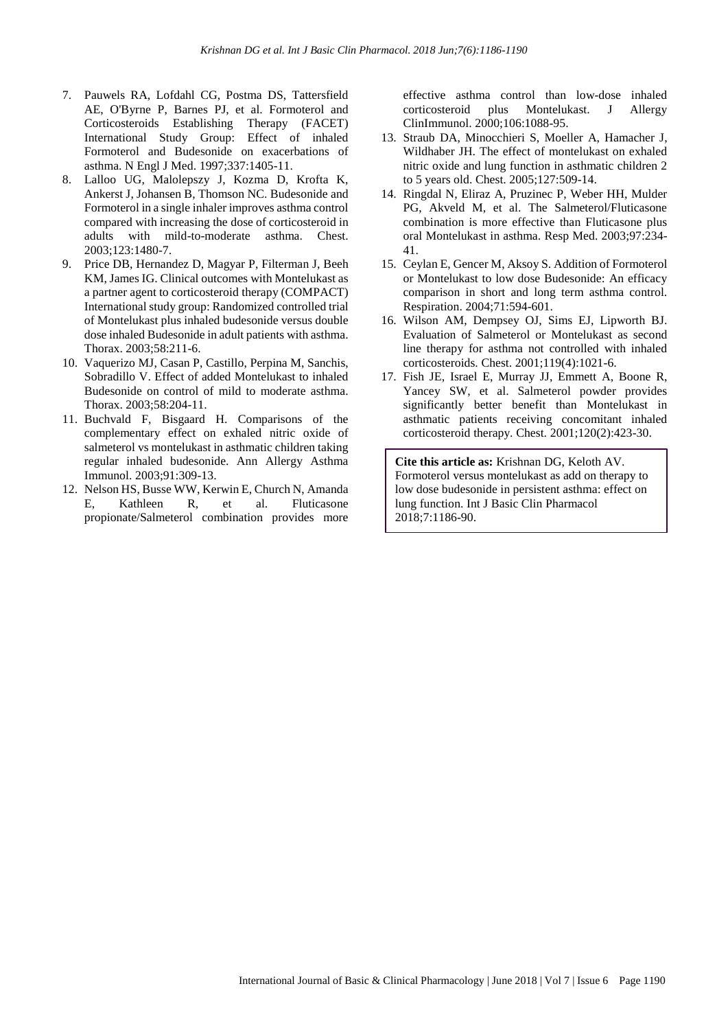7. Pauwels RA, Lofdahl CG, Postma DS, Tattersfield AE, O'Byrne P, Barnes PJ, et al. Formoterol and Corticosteroids Establishing Therapy (FACET) International Study Group: Effect of inhaled Formoterol and Budesonide on exacerbations of asthma. N Engl J Med. 1997;337:1405-11.
8. Lalloo UG, Malolepszy J, Kozma D, Krofta K, Ankerst J, Johansen B, Thomson NC. Budesonide and Formoterol in a single inhaler improves asthma control compared with increasing the dose of corticosteroid in adults with mild-to-moderate asthma. Chest. 2003;123:1480-7.
9. Price DB, Hernandez D, Magyar P, Filterman J, Beeh KM, James IG. Clinical outcomes with Montelukast as a partner agent to corticosteroid therapy (COMPACT) International study group: Randomized controlled trial of Montelukast plus inhaled budesonide versus double dose inhaled Budesonide in adult patients with asthma. Thorax. 2003;58:211-6.
10. Vaquerizo MJ, Casan P, Castillo, Perpina M, Sanchis, Sobradillo V. Effect of added Montelukast to inhaled Budesonide on control of mild to moderate asthma. Thorax. 2003;58:204-11.
11. Buchvald F, Bisgaard H. Comparisons of the complementary effect on exhaled nitric oxide of salmeterol vs montelukast in asthmatic children taking regular inhaled budesonide. Ann Allergy Asthma Immunol. 2003;91:309-13.
12. Nelson HS, Busse WW, Kerwin E, Church N, Amanda E, Kathleen R, et al. Fluticasone propionate/Salmeterol combination provides more effective asthma control than low-dose inhaled corticosteroid plus Montelukast. J Allergy ClinImmunol. 2000;106:1088-95.
13. Straub DA, Minocchieri S, Moeller A, Hamacher J, Wildhaber JH. The effect of montelukast on exhaled nitric oxide and lung function in asthmatic children 2 to 5 years old. Chest. 2005;127:509-14.
14. Ringdal N, Eliraz A, Pruzinec P, Weber HH, Mulder PG, Akveld M, et al. The Salmeterol/Fluticasone combination is more effective than Fluticasone plus oral Montelukast in asthma. Resp Med. 2003;97:234-41.
15. Ceylan E, Gencer M, Aksoy S. Addition of Formoterol or Montelukast to low dose Budesonide: An efficacy comparison in short and long term asthma control. Respiration. 2004;71:594-601.
16. Wilson AM, Dempsey OJ, Sims EJ, Lipworth BJ. Evaluation of Salmeterol or Montelukast as second line therapy for asthma not controlled with inhaled corticosteroids. Chest. 2001;119(4):1021-6.
17. Fish JE, Israel E, Murray JJ, Emmett A, Boone R, Yancey SW, et al. Salmeterol powder provides significantly better benefit than Montelukast in asthmatic patients receiving concomitant inhaled corticosteroid therapy. Chest. 2001;120(2):423-30.

**Cite this article as:** Krishnan DG, Keloth AV. Formoterol versus montelukast as add on therapy to low dose budesonide in persistent asthma: effect on lung function. Int J Basic Clin Pharmacol 2018;7:1186-90.